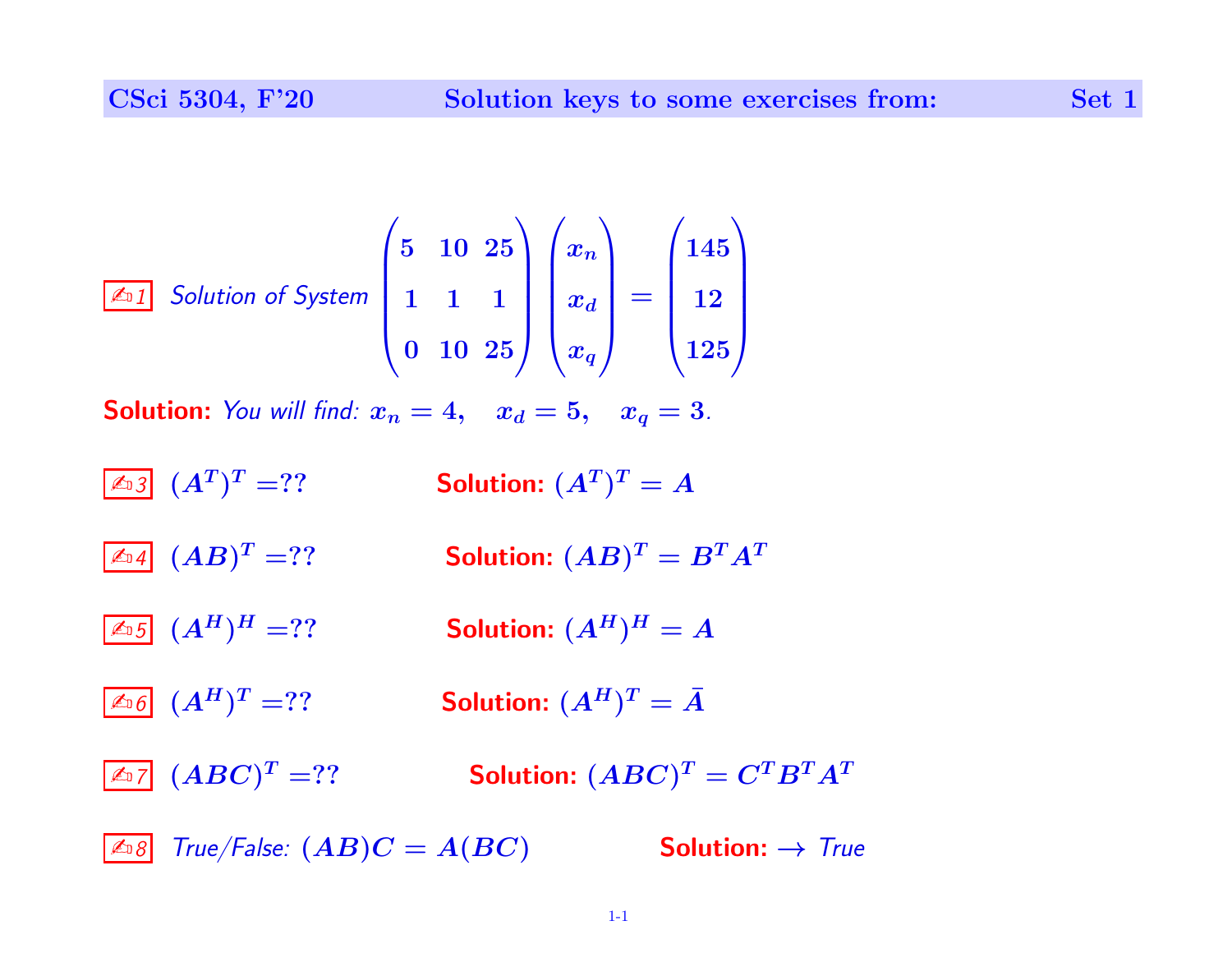## Solution keys to some exercises from: Set 1

✍1 *Solution of System* $\begin{pmatrix} 5 & 10 & 25 \\ 1 & 1 & 1 \\ 0 & 10 & 25 \end{pmatrix} \begin{pmatrix} x_n \\ x_d \\ x_q \end{pmatrix} = \begin{pmatrix} 145 \\ 12 \\ 125 \end{pmatrix}$

**Solution:** *You will find:* $x_n = 4, \quad x_d = 5, \quad x_q = 3$.

✍3 $(A^T)^T = ??$ **Solution:** $(A^T)^T = A$

✍4 $(AB)^T = ??$ **Solution:** $(AB)^T = B^T A^T$

✍5 $(A^H)^H = ??$ **Solution:** $(A^H)^H = A$

✍6 $(A^H)^T = ??$ **Solution:** $(A^H)^T = \bar{A}$

✍7 $(ABC)^T = ??$ **Solution:** $(ABC)^T = C^T B^T A^T$

✍8 *True/False:* $(AB)C = A(BC)$ **Solution:** $\rightarrow$ *True*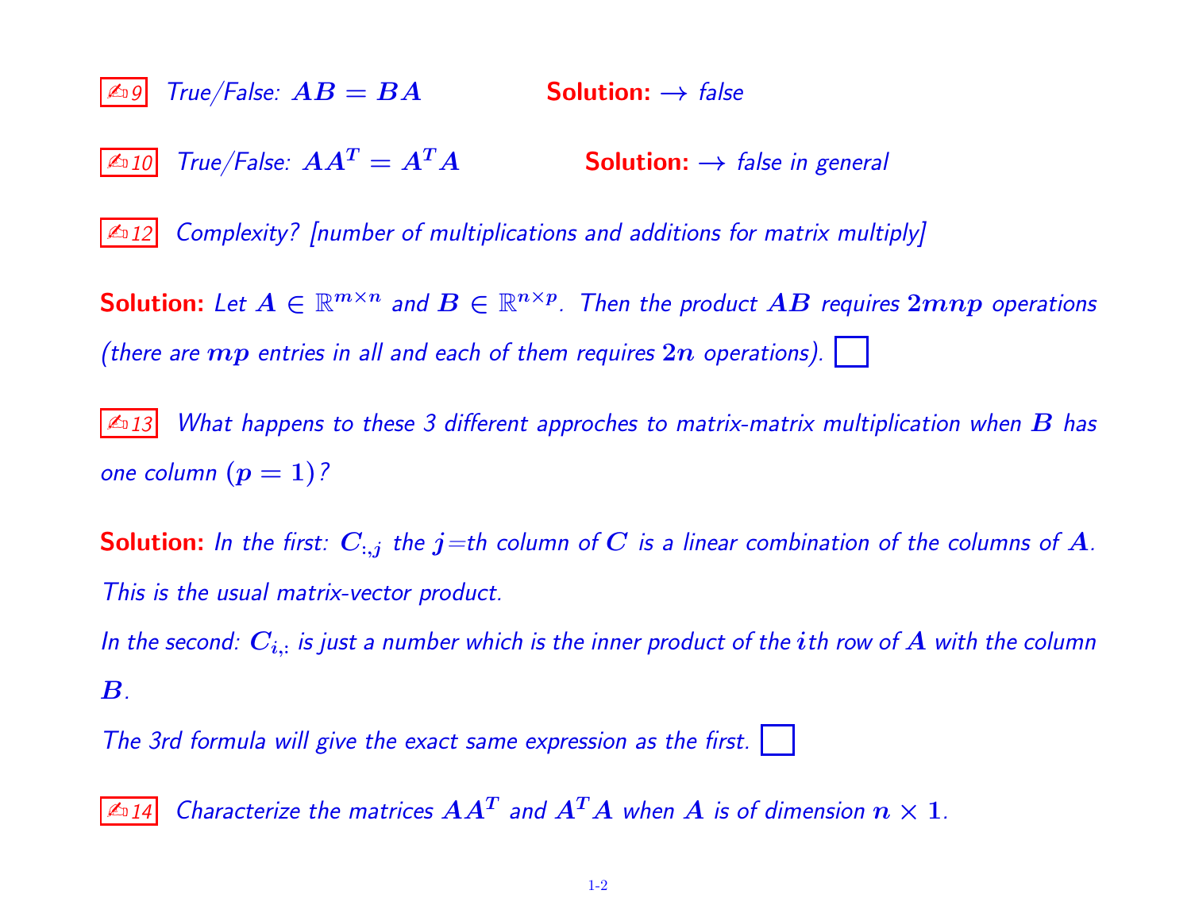✍ 9 *True/False:* $AB = BA$ **Solution:** $\rightarrow$ *false*

✍ 10 *True/False:* $AA^T = A^T A$ **Solution:** $\rightarrow$ *false in general*

✍ 12 *Complexity? [number of multiplications and additions for matrix multiply]*

**Solution:** *Let* $A \in \mathbb{R}^{m \times n}$ *and* $B \in \mathbb{R}^{n \times p}$. *Then the product* $AB$ *requires* $2mnp$ *operations (there are* $mp$ *entries in all and each of them requires* $2n$ *operations).* ☐

✍ 13 *What happens to these 3 different approches to matrix-matrix multiplication when* $B$ *has one column* $(p = 1)$?

**Solution:** *In the first:* $C_{:,j}$ *the* $j$=*th column of* $C$ *is a linear combination of the columns of* $A$. *This is the usual matrix-vector product.*

*In the second:* $C_{i,:}$ *is just a number which is the inner product of the* $i$*th row of* $A$ *with the column* $B$.

*The 3rd formula will give the exact same expression as the first.* ☐

✍ 14 *Characterize the matrices* $AA^T$ *and* $A^T A$ *when* $A$ *is of dimension* $n \times 1$.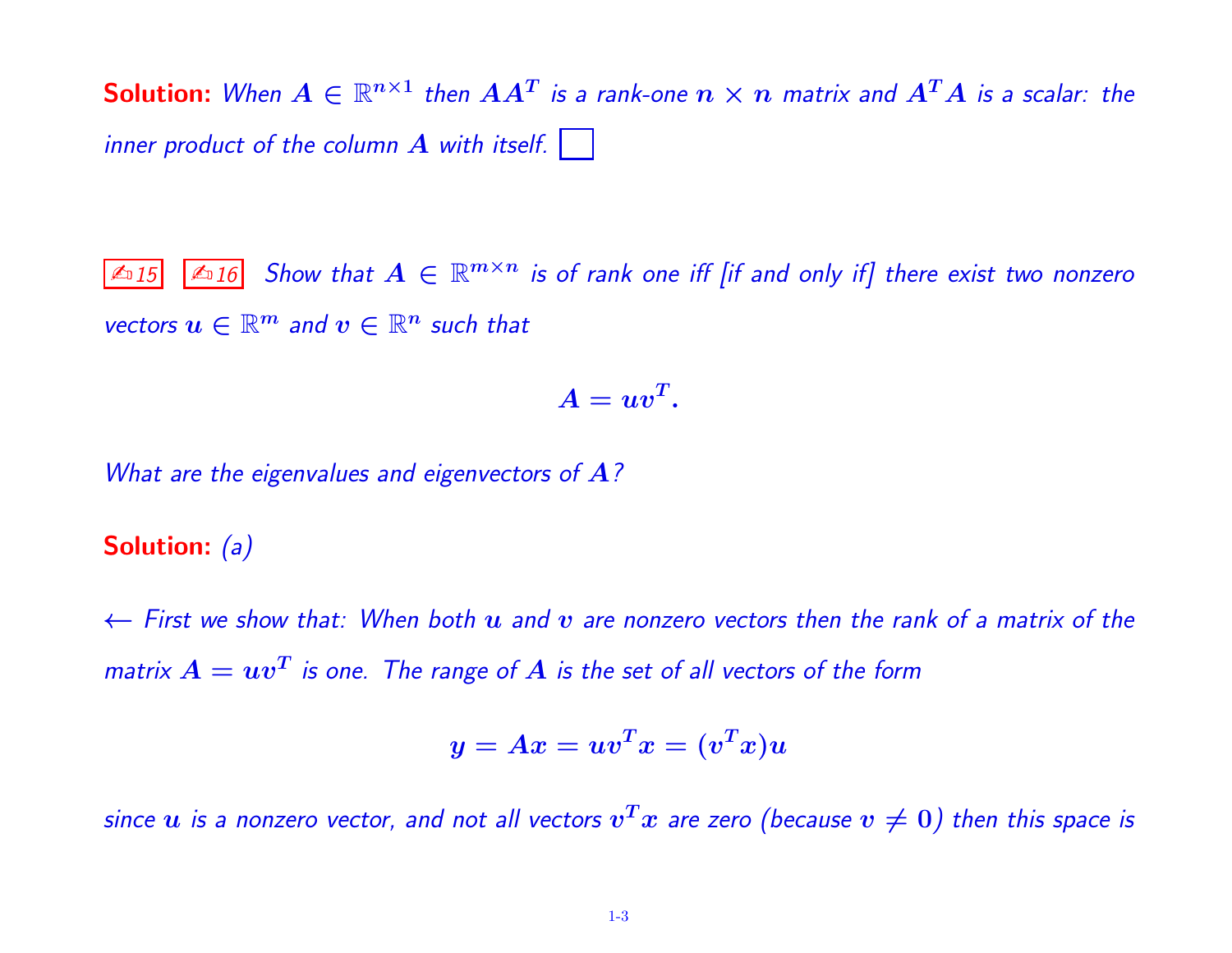**Solution:** *When $A \in \mathbb{R}^{n\times 1}$ then $AA^T$ is a rank-one $n \times n$ matrix and $A^TA$ is a scalar: the inner product of the column $A$ with itself.* ☐

✍15 ✍16 *Show that $A \in \mathbb{R}^{m\times n}$ is of rank one iff [if and only if] there exist two nonzero vectors $u \in \mathbb{R}^m$ and $v \in \mathbb{R}^n$ such that*

$$A = uv^T.$$

*What are the eigenvalues and eigenvectors of $A$?*

**Solution:** *(a)*

*$\leftarrow$ First we show that: When both $u$ and $v$ are nonzero vectors then the rank of a matrix of the matrix $A = uv^T$ is one. The range of $A$ is the set of all vectors of the form*

$$y = Ax = uv^Tx = (v^Tx)u$$

*since $u$ is a nonzero vector, and not all vectors $v^Tx$ are zero (because $v \neq 0$) then this space is*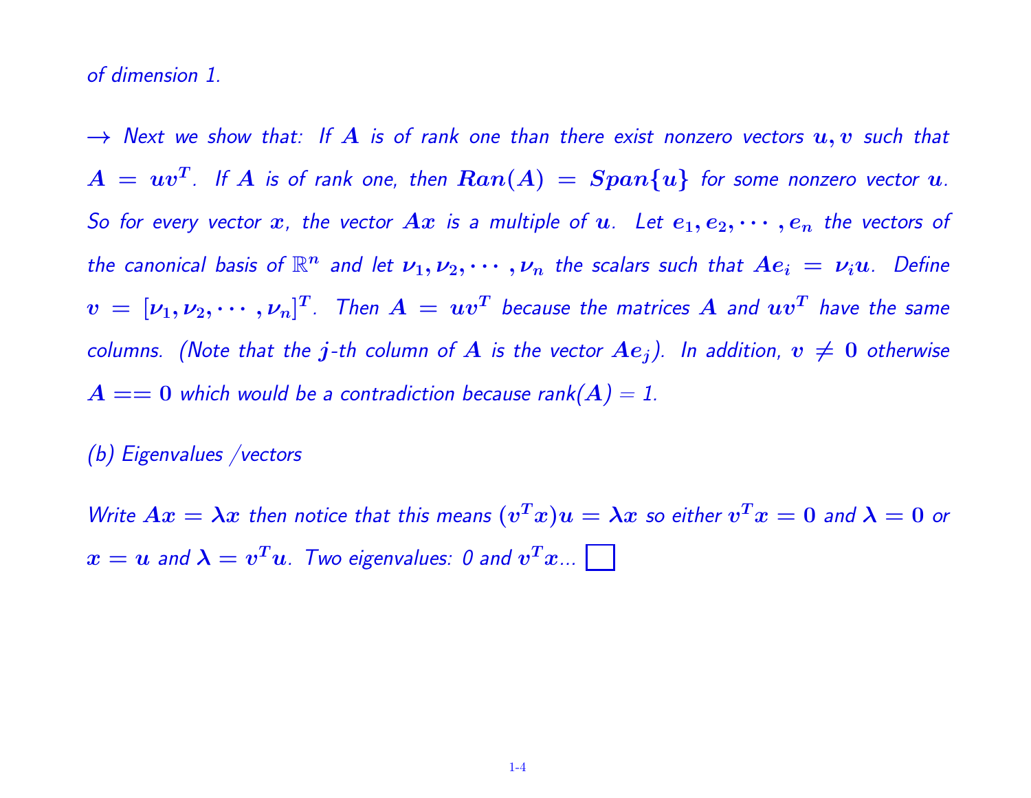*of dimension 1.*

$\rightarrow$ *Next we show that: If $A$ is of rank one than there exist nonzero vectors $u, v$ such that $A = uv^T$. If $A$ is of rank one, then $Ran(A) = Span\{u\}$ for some nonzero vector $u$. So for every vector $x$, the vector $Ax$ is a multiple of $u$. Let $e_1, e_2, \cdots, e_n$ the vectors of the canonical basis of $\mathbb{R}^n$ and let $\nu_1, \nu_2, \cdots, \nu_n$ the scalars such that $Ae_i = \nu_i u$. Define $v = [\nu_1, \nu_2, \cdots, \nu_n]^T$. Then $A = uv^T$ because the matrices $A$ and $uv^T$ have the same columns. (Note that the $j$-th column of $A$ is the vector $Ae_j$). In addition, $v \neq 0$ otherwise $A == 0$ which would be a contradiction because rank($A$) = 1.*

*(b) Eigenvalues /vectors*

*Write $Ax = \lambda x$ then notice that this means $(v^T x)u = \lambda x$ so either $v^T x = 0$ and $\lambda = 0$ or $x = u$ and $\lambda = v^T u$. Two eigenvalues: 0 and $v^T x$...* $\square$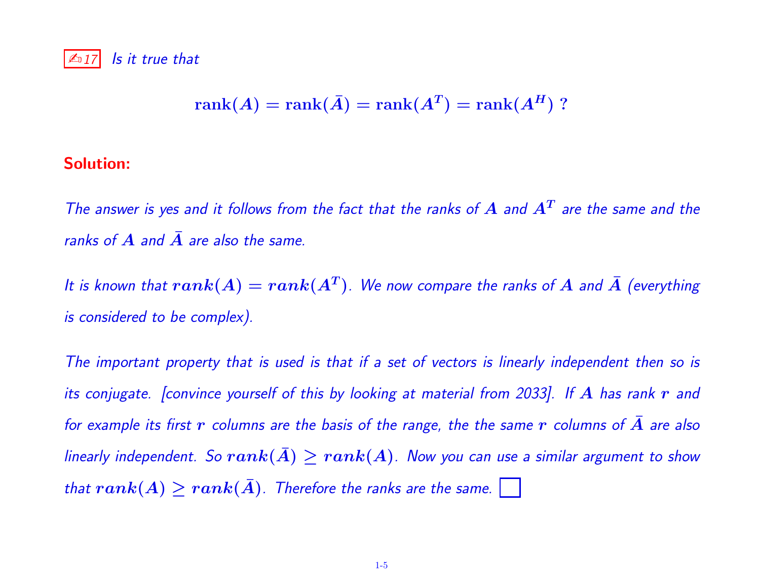✍17 *Is it true that*

$$\textbf{rank}(A) = \textbf{rank}(\bar{A}) = \textbf{rank}(A^T) = \textbf{rank}(A^H) \text{ ?}$$

**Solution:**

*The answer is yes and it follows from the fact that the ranks of $A$ and $A^T$ are the same and the ranks of $A$ and $\bar{A}$ are also the same.*

*It is known that $rank(A) = rank(A^T)$. We now compare the ranks of $A$ and $\bar{A}$ (everything is considered to be complex).*

*The important property that is used is that if a set of vectors is linearly independent then so is its conjugate. [convince yourself of this by looking at material from 2033]. If $A$ has rank $r$ and for example its first $r$ columns are the basis of the range, the the same $r$ columns of $\bar{A}$ are also linearly independent. So $rank(\bar{A}) \geq rank(A)$. Now you can use a similar argument to show that $rank(A) \geq rank(\bar{A})$. Therefore the ranks are the same.* ☐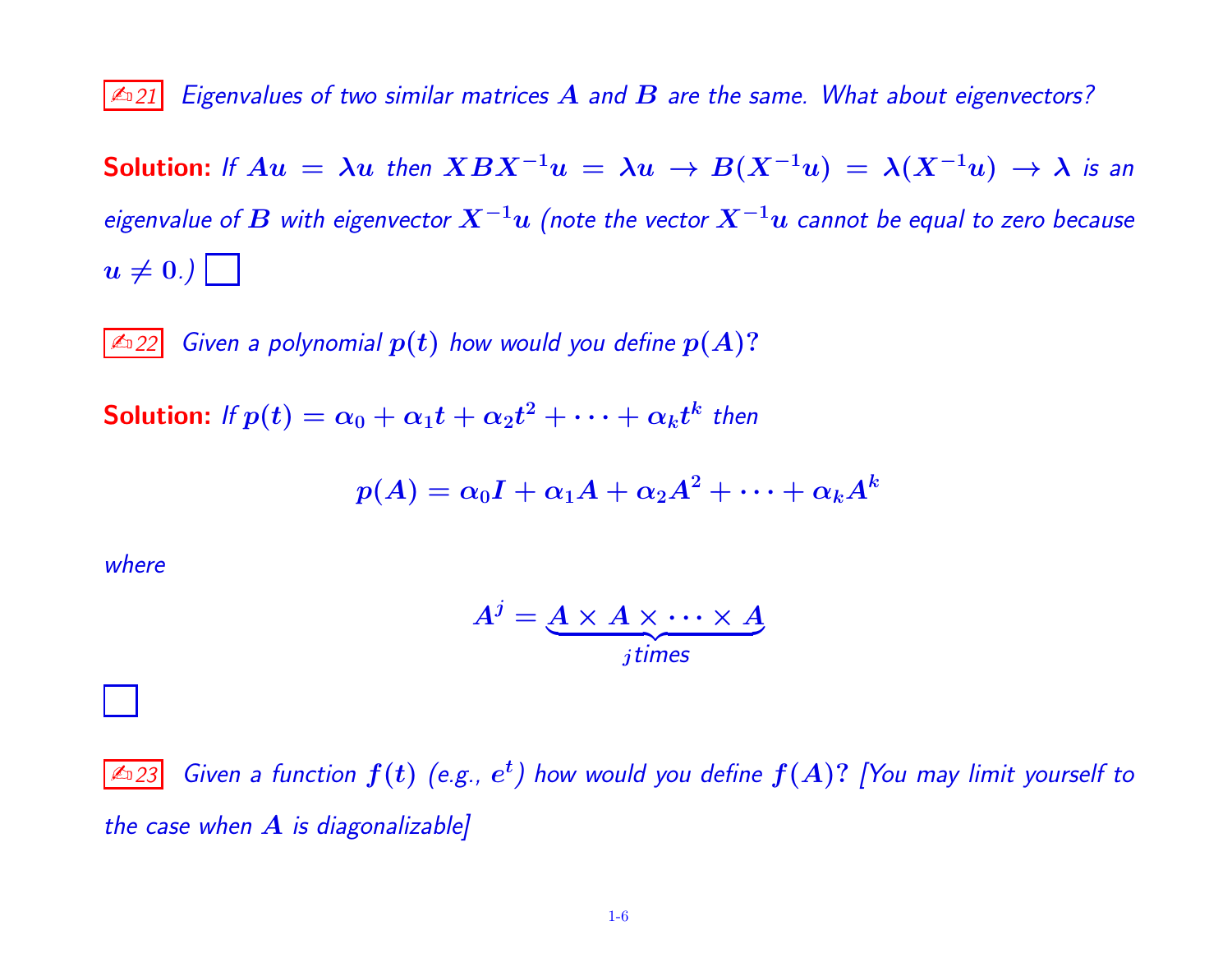✍ 21 *Eigenvalues of two similar matrices $A$ and $B$ are the same. What about eigenvectors?*

**Solution:** *If $Au = \lambda u$ then $XBX^{-1}u = \lambda u \rightarrow B(X^{-1}u) = \lambda(X^{-1}u) \rightarrow \lambda$ is an eigenvalue of $B$ with eigenvector $X^{-1}u$ (note the vector $X^{-1}u$ cannot be equal to zero because $u \neq 0$.)* ☐

✍ 22 *Given a polynomial $p(t)$ how would you define $p(A)$?*

**Solution:** *If $p(t) = \alpha_0 + \alpha_1 t + \alpha_2 t^2 + \cdots + \alpha_k t^k$ then*

$$p(A) = \alpha_0 I + \alpha_1 A + \alpha_2 A^2 + \cdots + \alpha_k A^k$$

*where*

$$A^j = \underbrace{A \times A \times \cdots \times A}_{j \, times}$$

☐

✍ 23 *Given a function $f(t)$ (e.g., $e^t$) how would you define $f(A)$? [You may limit yourself to the case when $A$ is diagonalizable]*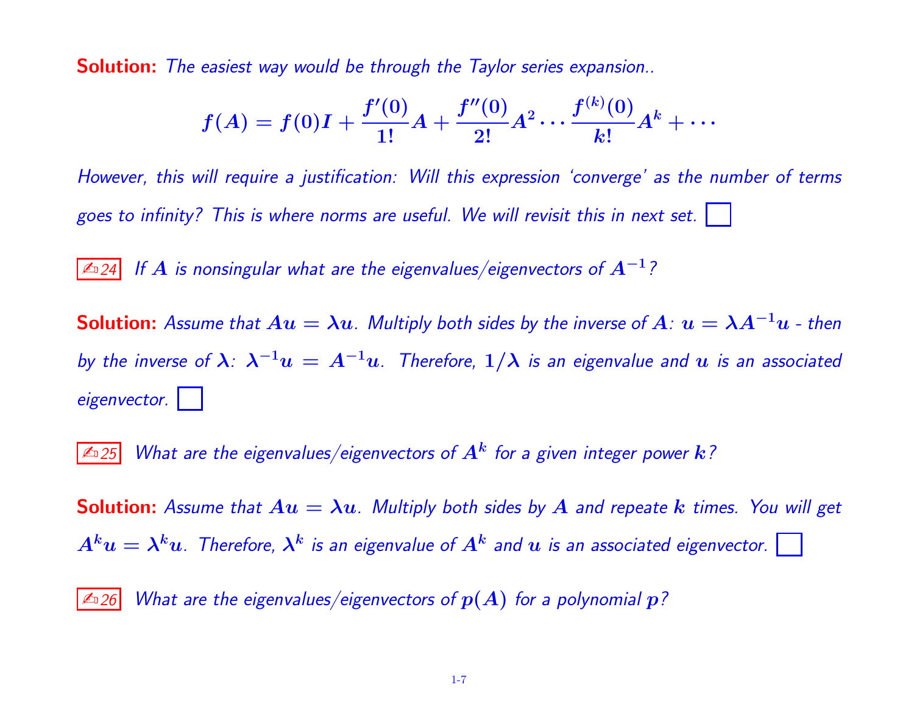**Solution:** *The easiest way would be through the Taylor series expansion..*

$$f(A) = f(0)I + \frac{f'(0)}{1!}A + \frac{f''(0)}{2!}A^2 \cdots \frac{f^{(k)}(0)}{k!}A^k + \cdots$$

*However, this will require a justification: Will this expression 'converge' as the number of terms goes to infinity? This is where norms are useful. We will revisit this in next set.* ☐

✍24 *If $A$ is nonsingular what are the eigenvalues/eigenvectors of $A^{-1}$?*

**Solution:** *Assume that $Au = \lambda u$. Multiply both sides by the inverse of $A$: $u = \lambda A^{-1}u$ - then by the inverse of $\lambda$: $\lambda^{-1}u = A^{-1}u$. Therefore, $1/\lambda$ is an eigenvalue and $u$ is an associated eigenvector.* ☐

✍25 *What are the eigenvalues/eigenvectors of $A^k$ for a given integer power $k$?*

**Solution:** *Assume that $Au = \lambda u$. Multiply both sides by $A$ and repeate $k$ times. You will get $A^k u = \lambda^k u$. Therefore, $\lambda^k$ is an eigenvalue of $A^k$ and $u$ is an associated eigenvector.* ☐

✍26 *What are the eigenvalues/eigenvectors of $p(A)$ for a polynomial $p$?*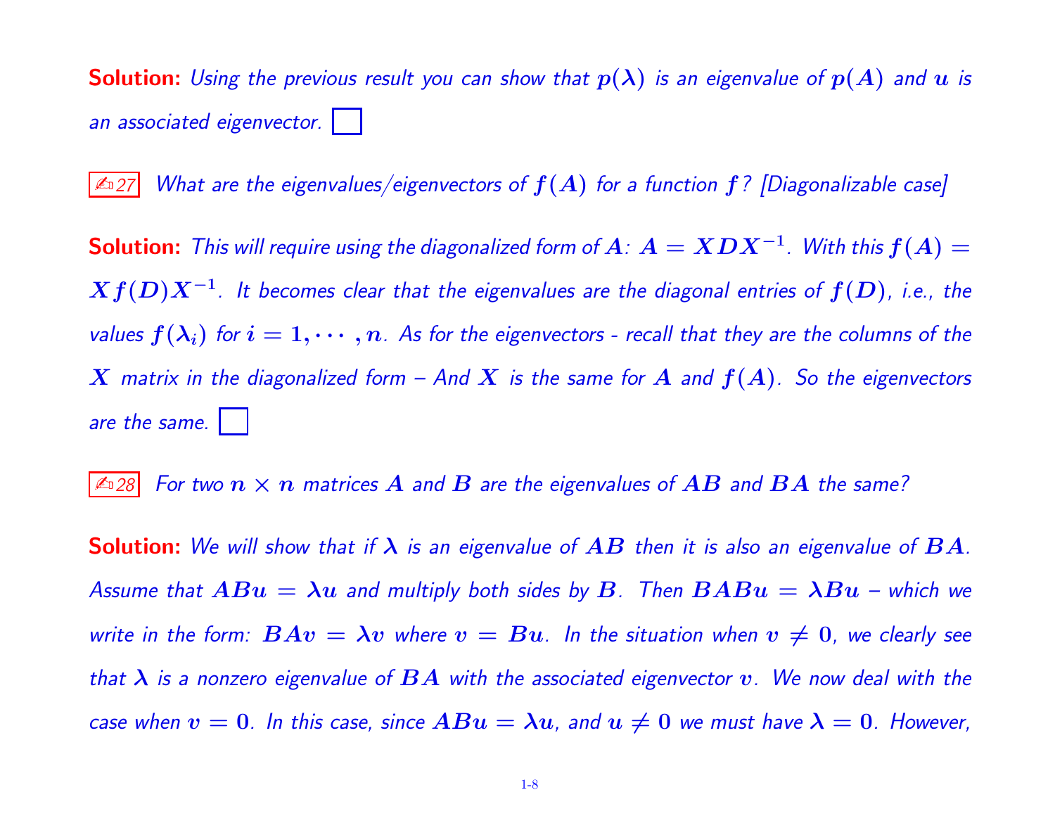**Solution:** *Using the previous result you can show that $p(\lambda)$ is an eigenvalue of $p(A)$ and $u$ is an associated eigenvector.* ☐

✍27 *What are the eigenvalues/eigenvectors of $f(A)$ for a function $f$? [Diagonalizable case]*

**Solution:** *This will require using the diagonalized form of $A$: $A = XDX^{-1}$. With this $f(A) = Xf(D)X^{-1}$. It becomes clear that the eigenvalues are the diagonal entries of $f(D)$, i.e., the values $f(\lambda_i)$ for $i = 1, \cdots, n$. As for the eigenvectors - recall that they are the columns of the $X$ matrix in the diagonalized form – And $X$ is the same for $A$ and $f(A)$. So the eigenvectors are the same.* ☐

✍28 *For two $n \times n$ matrices $A$ and $B$ are the eigenvalues of $AB$ and $BA$ the same?*

**Solution:** *We will show that if $\lambda$ is an eigenvalue of $AB$ then it is also an eigenvalue of $BA$. Assume that $ABu = \lambda u$ and multiply both sides by $B$. Then $BABu = \lambda Bu$ – which we write in the form: $BAv = \lambda v$ where $v = Bu$. In the situation when $v \neq 0$, we clearly see that $\lambda$ is a nonzero eigenvalue of $BA$ with the associated eigenvector $v$. We now deal with the case when $v = 0$. In this case, since $ABu = \lambda u$, and $u \neq 0$ we must have $\lambda = 0$. However,*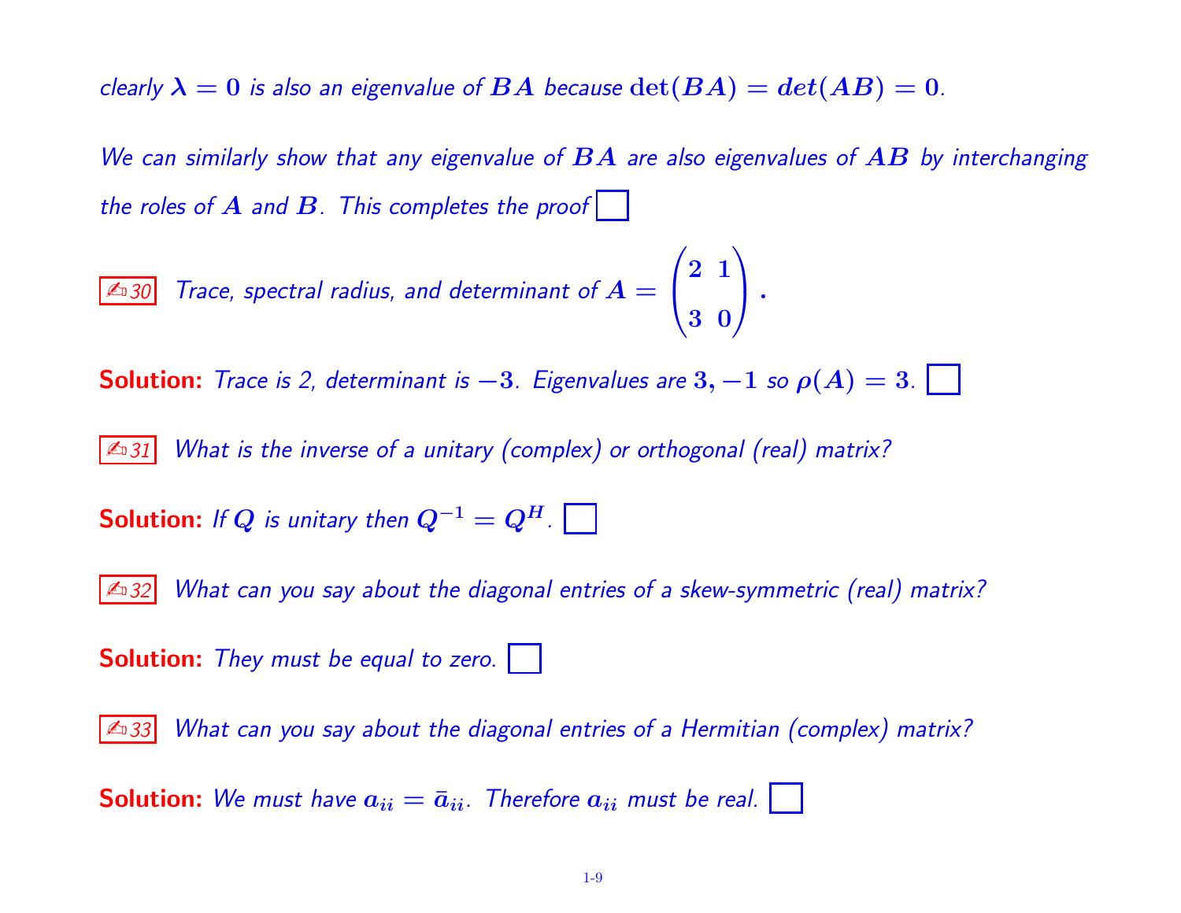*clearly $\lambda = 0$ is also an eigenvalue of $BA$ because $\det(BA) = det(AB) = 0$.*

*We can similarly show that any eigenvalue of $BA$ are also eigenvalues of $AB$ by interchanging the roles of $A$ and $B$. This completes the proof* ☐

✍ 30 *Trace, spectral radius, and determinant of $A = \begin{pmatrix} 2 & 1 \\ 3 & 0 \end{pmatrix}$.*

**Solution:** *Trace is 2, determinant is $-3$. Eigenvalues are $3, -1$ so $\rho(A) = 3$.* ☐

✍ 31 *What is the inverse of a unitary (complex) or orthogonal (real) matrix?*

**Solution:** *If $Q$ is unitary then $Q^{-1} = Q^H$.* ☐

✍ 32 *What can you say about the diagonal entries of a skew-symmetric (real) matrix?*

**Solution:** *They must be equal to zero.* ☐

✍ 33 *What can you say about the diagonal entries of a Hermitian (complex) matrix?*

**Solution:** *We must have $a_{ii} = \bar{a}_{ii}$. Therefore $a_{ii}$ must be real.* ☐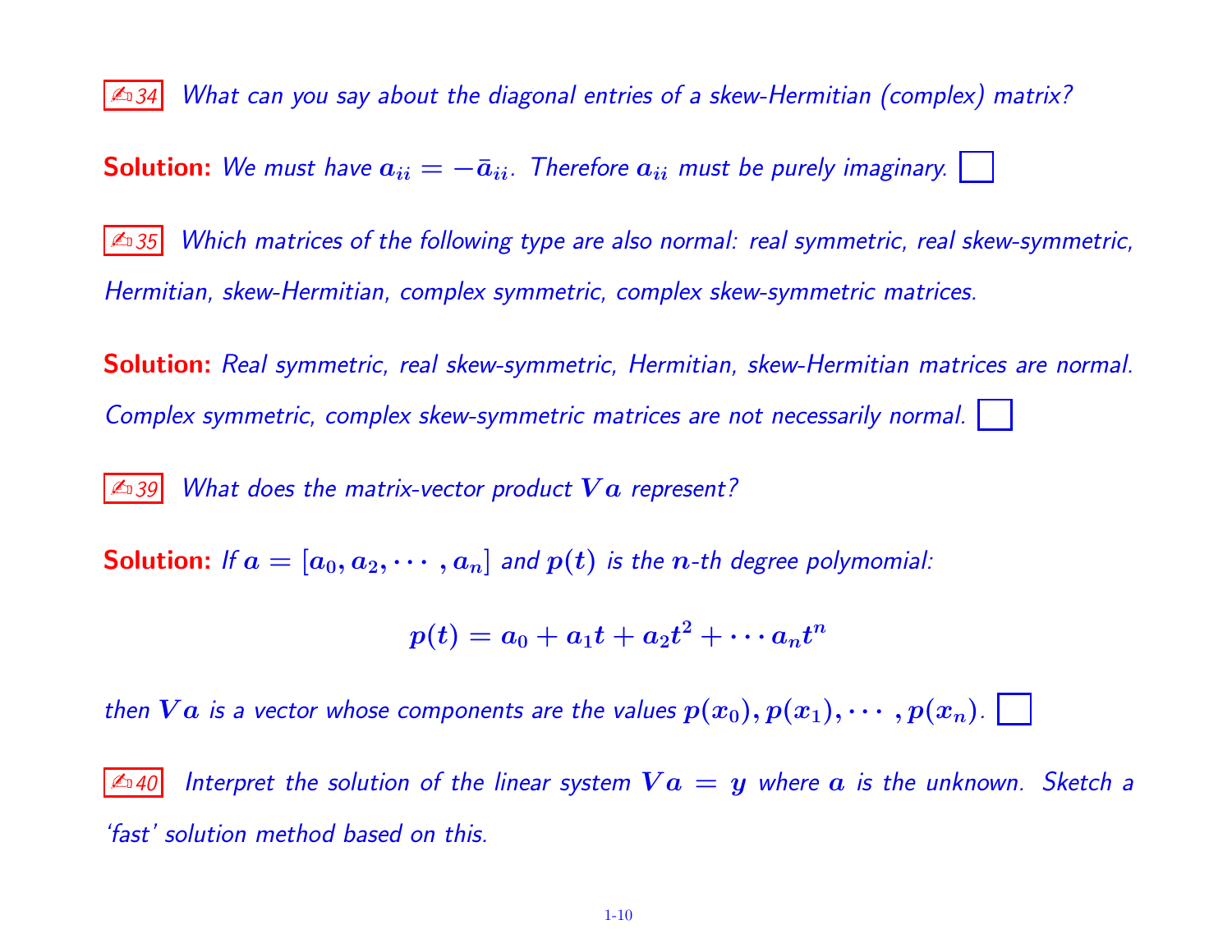✍34 *What can you say about the diagonal entries of a skew-Hermitian (complex) matrix?*

**Solution:** *We must have $a_{ii} = -\bar{a}_{ii}$. Therefore $a_{ii}$ must be purely imaginary.* ☐

✍35 *Which matrices of the following type are also normal: real symmetric, real skew-symmetric, Hermitian, skew-Hermitian, complex symmetric, complex skew-symmetric matrices.*

**Solution:** *Real symmetric, real skew-symmetric, Hermitian, skew-Hermitian matrices are normal. Complex symmetric, complex skew-symmetric matrices are not necessarily normal.* ☐

✍39 *What does the matrix-vector product $Va$ represent?*

**Solution:** *If $a = [a_0, a_2, \cdots, a_n]$ and $p(t)$ is the $n$-th degree polymomial:*

$$p(t) = a_0 + a_1 t + a_2 t^2 + \cdots a_n t^n$$

*then $Va$ is a vector whose components are the values $p(x_0), p(x_1), \cdots, p(x_n)$.* ☐

✍40 *Interpret the solution of the linear system $Va = y$ where $a$ is the unknown. Sketch a 'fast' solution method based on this.*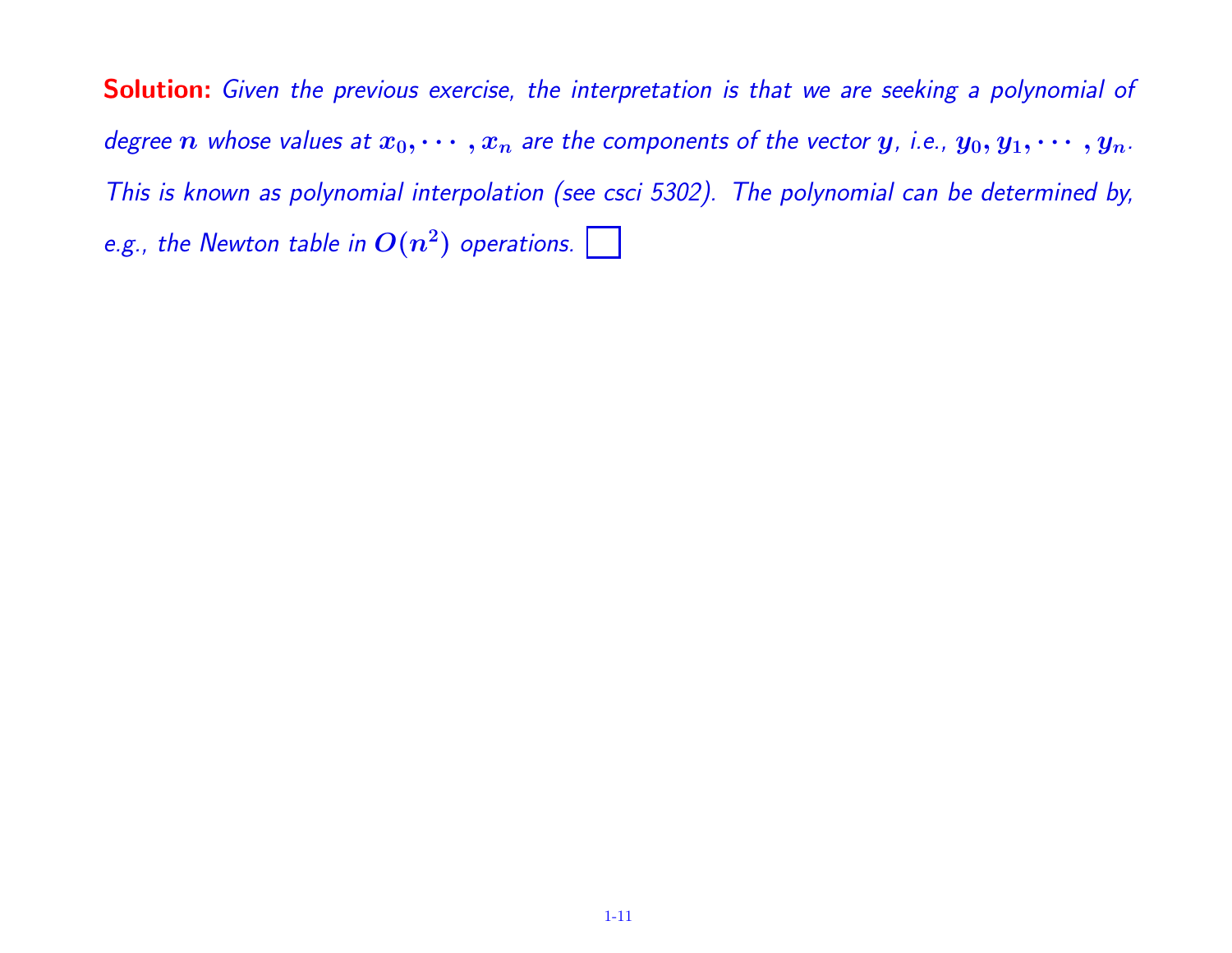**Solution:** *Given the previous exercise, the interpretation is that we are seeking a polynomial of degree $n$ whose values at $x_0, \cdots, x_n$ are the components of the vector $y$, i.e., $y_0, y_1, \cdots, y_n$. This is known as polynomial interpolation (see csci 5302). The polynomial can be determined by, e.g., the Newton table in $O(n^2)$ operations.* $\square$